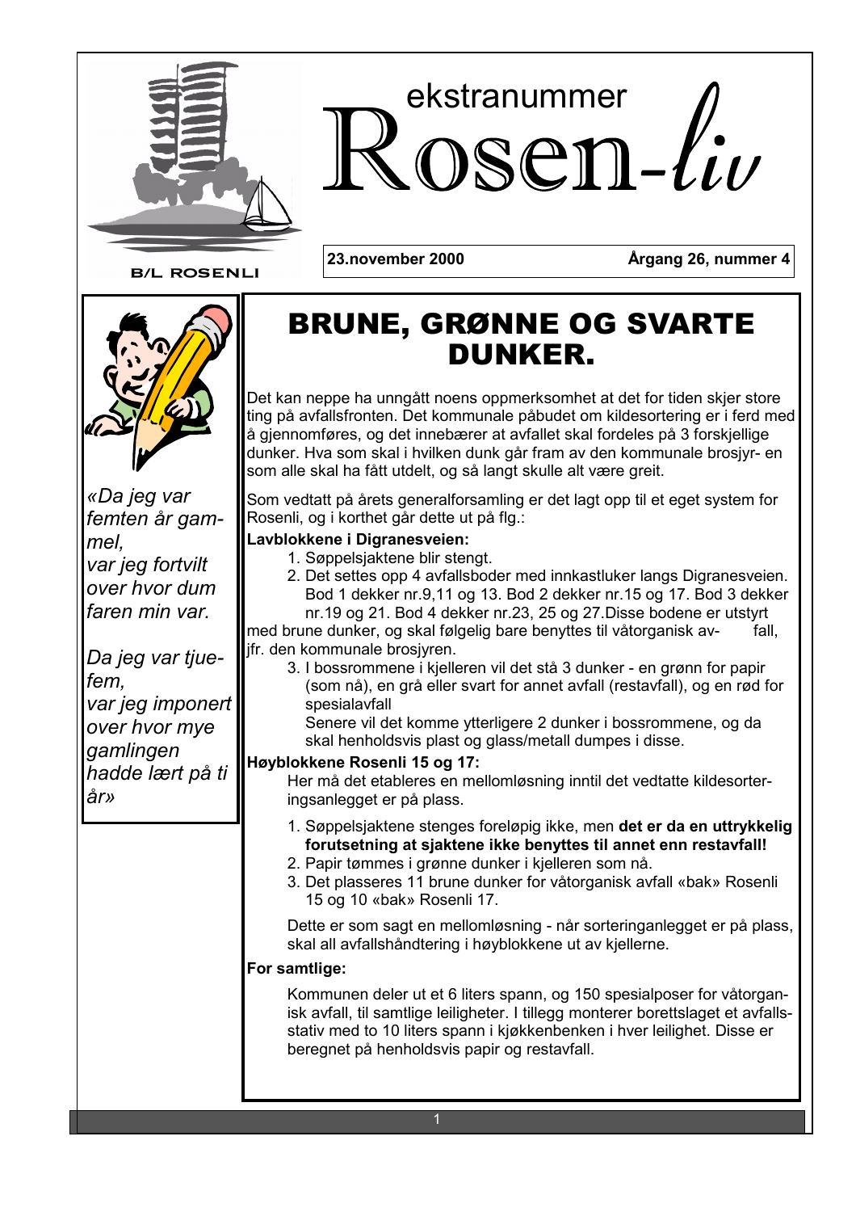# ekstranummer Rosen-liv

B/L ROSENLI

**23.november 2000** **Årgang 26, nummer 4**

*«Da jeg var femten år gammel,*
*var jeg fortvilt over hvor dum faren min var.*

*Da jeg var tjuefem,*
*var jeg imponert over hvor mye gamlingen hadde lært på ti år»*

## BRUNE, GRØNNE OG SVARTE DUNKER.

Det kan neppe ha unngått noens oppmerksomhet at det for tiden skjer store ting på avfallsfronten. Det kommunale påbudet om kildesortering er i ferd med å gjennomføres, og det innebærer at avfallet skal fordeles på 3 forskjellige dunker. Hva som skal i hvilken dunk går fram av den kommunale brosjyr- en som alle skal ha fått utdelt, og så langt skulle alt være greit.

Som vedtatt på årets generalforsamling er det lagt opp til et eget system for Rosenli, og i korthet går dette ut på flg.:

**Lavblokkene i Digranesveien:**

1. Søppelsjaktene blir stengt.
2. Det settes opp 4 avfallsboder med innkastluker langs Digranesveien. Bod 1 dekker nr.9,11 og 13. Bod 2 dekker nr.15 og 17. Bod 3 dekker nr.19 og 21. Bod 4 dekker nr.23, 25 og 27.Disse bodene er utstyrt med brune dunker, og skal følgelig bare benyttes til våtorganisk avfall, jfr. den kommunale brosjyren.
3. I bossrommene i kjelleren vil det stå 3 dunker - en grønn for papir (som nå), en grå eller svart for annet avfall (restavfall), og en rød for spesialavfall

   Senere vil det komme ytterligere 2 dunker i bossrommene, og da skal henholdsvis plast og glass/metall dumpes i disse.

**Høyblokkene Rosenli 15 og 17:**

Her må det etableres en mellomløsning inntil det vedtatte kildesorteringsanlegget er på plass.

1. Søppelsjaktene stenges foreløpig ikke, men **det er da en uttrykkelig forutsetning at sjaktene ikke benyttes til annet enn restavfall!**
2. Papir tømmes i grønne dunker i kjelleren som nå.
3. Det plasseres 11 brune dunker for våtorganisk avfall «bak» Rosenli 15 og 10 «bak» Rosenli 17.

Dette er som sagt en mellomløsning - når sorteringanlegget er på plass, skal all avfallshåndtering i høyblokkene ut av kjellerne.

**For samtlige:**

Kommunen deler ut et 6 liters spann, og 150 spesialposer for våtorganisk avfall, til samtlige leiligheter. I tillegg monterer borettslaget et avfallsstativ med to 10 liters spann i kjøkkenbenken i hver leilighet. Disse er beregnet på henholdsvis papir og restavfall.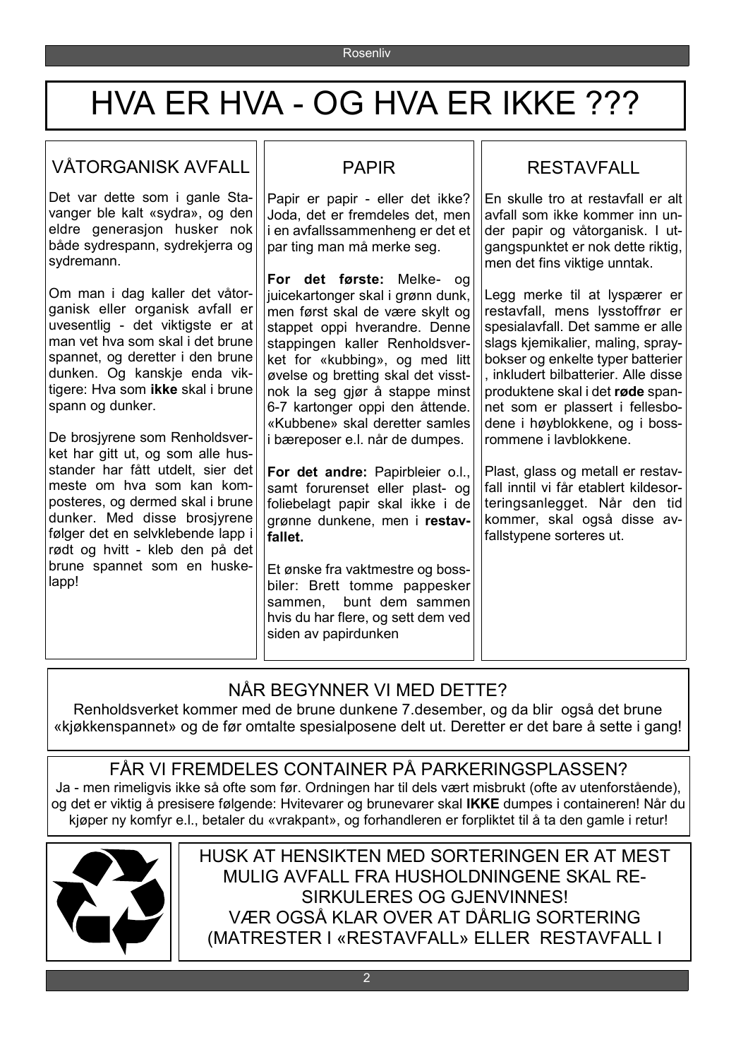# HVA ER HVA - OG HVA ER IKKE ???

## VÅTORGANISK AVFALL

Det var dette som i ganle Stavanger ble kalt «sydra», og den eldre generasjon husker nok både sydrespann, sydrekjerra og sydremann.

Om man i dag kaller det våtorganisk eller organisk avfall er uvesentlig - det viktigste er at man vet hva som skal i det brune spannet, og deretter i den brune dunken. Og kanskje enda viktigere: Hva som **ikke** skal i brune spann og dunker.

De brosjyrene som Renholdsverket har gitt ut, og som alle husstander har fått utdelt, sier det meste om hva som kan komposteres, og dermed skal i brune dunker. Med disse brosjyrene følger det en selvklebende lapp i rødt og hvitt - kleb den på det brune spannet som en huskelapp!

## PAPIR

Papir er papir - eller det ikke? Joda, det er fremdeles det, men i en avfallssammenheng er det et par ting man må merke seg.

**For det første:** Melke- og juicekartonger skal i grønn dunk, men først skal de være skylt og stappet oppi hverandre. Denne stappingen kaller Renholdsverket for «kubbing», og med litt øvelse og bretting skal det visstnok la seg gjør å stappe minst 6-7 kartonger oppi den åttende. «Kubbene» skal deretter samles i bæreposer e.l. når de dumpes.

**For det andre:** Papirbleier o.l., samt forurenset eller plast- og foliebelagt papir skal ikke i de grønne dunkene, men i **restavfallet.**

Et ønske fra vaktmestre og bossbiler: Brett tomme pappesker sammen, bunt dem sammen hvis du har flere, og sett dem ved siden av papirdunken

## RESTAVFALL

En skulle tro at restavfall er alt avfall som ikke kommer inn under papir og våtorganisk. I utgangspunktet er nok dette riktig, men det fins viktige unntak.

Legg merke til at lyspærer er restavfall, mens lysstoffrør er spesialavfall. Det samme er alle slags kjemikalier, maling, spraybokser og enkelte typer batterier , inkludert bilbatterier. Alle disse produktene skal i det **røde** spannet som er plassert i fellesbodene i høyblokkene, og i bossrommene i lavblokkene.

Plast, glass og metall er restavfall inntil vi får etablert kildesorteringsanlegget. Når den tid kommer, skal også disse avfallstypene sorteres ut.

## NÅR BEGYNNER VI MED DETTE?

Renholdsverket kommer med de brune dunkene 7.desember, og da blir også det brune «kjøkkenspannet» og de før omtalte spesialposene delt ut. Deretter er det bare å sette i gang!

## FÅR VI FREMDELES CONTAINER PÅ PARKERINGSPLASSEN?

Ja - men rimeligvis ikke så ofte som før. Ordningen har til dels vært misbrukt (ofte av utenforstående), og det er viktig å presisere følgende: Hvitevarer og brunevarer skal **IKKE** dumpes i containeren! Når du kjøper ny komfyr e.l., betaler du «vrakpant», og forhandleren er forpliktet til å ta den gamle i retur!

HUSK AT HENSIKTEN MED SORTERINGEN ER AT MEST MULIG AVFALL FRA HUSHOLDNINGENE SKAL RESIRKULERES OG GJENVINNES!
VÆR OGSÅ KLAR OVER AT DÅRLIG SORTERING (MATRESTER I «RESTAVFALL» ELLER RESTAVFALL I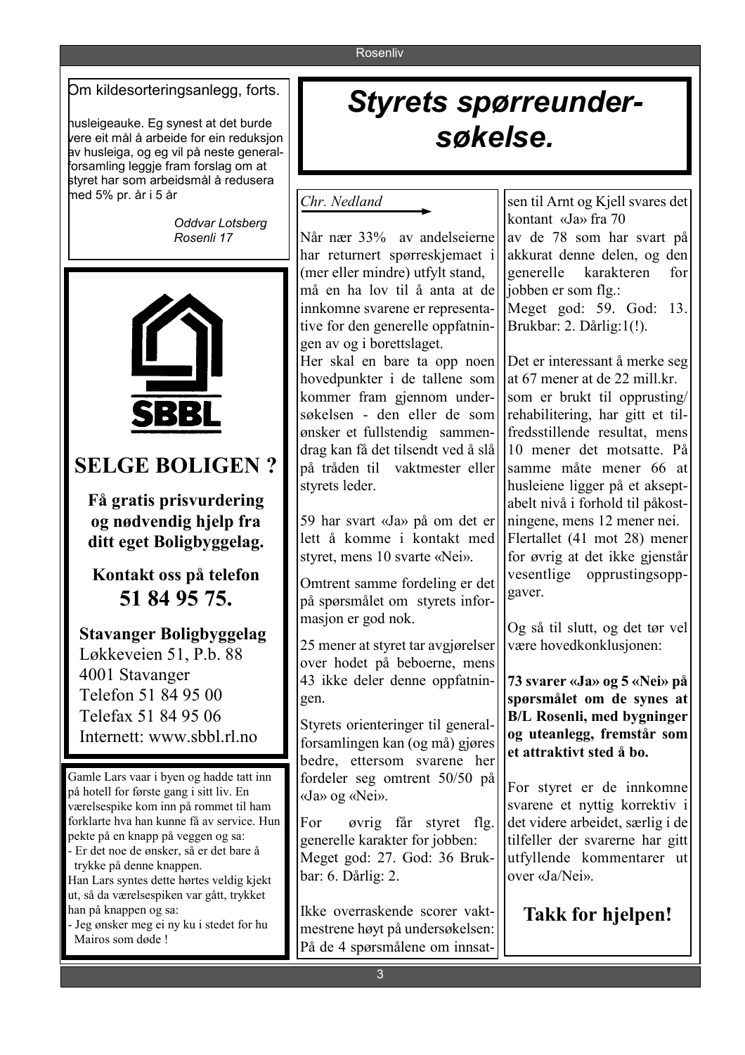Om kildesorteringsanlegg, forts.

husleigeauke. Eg synest at det burde vere eit mål å arbeide for ein reduksjon av husleiga, og eg vil på neste generalforsamling leggje fram forslag om at styret har som arbeidsmål å redusera med 5% pr. år i 5 år

*Oddvar Lotsberg*
*Rosenli 17*

SBBL

## SELGE BOLIGEN ?

**Få gratis prisvurdering og nødvendig hjelp fra ditt eget Boligbyggelag.**

**Kontakt oss på telefon**
**51 84 95 75.**

**Stavanger Boligbyggelag**
Løkkeveien 51, P.b. 88
4001 Stavanger
Telefon 51 84 95 00
Telefax 51 84 95 06
Internett: www.sbbl.rl.no

Gamle Lars vaar i byen og hadde tatt inn på hotell for første gang i sitt liv. En værelsespike kom inn på rommet til ham forklarte hva han kunne få av service. Hun pekte på en knapp på veggen og sa:
- Er det noe de ønsker, så er det bare å trykke på denne knappen.

Han Lars syntes dette hørtes veldig kjekt ut, så da værelsespiken var gått, trykket han på knappen og sa:
- Jeg ønsker meg ei ny ku i stedet for hu Mairos som døde !

# *Styrets spørreundersøkelse.*

*Chr. Nedland*

Når nær 33% av andelseierne har returnert spørreskjemaet i (mer eller mindre) utfylt stand, må en ha lov til å anta at de innkomne svarene er representative for den generelle oppfatningen av og i borettslaget.

Her skal en bare ta opp noen hovedpunkter i de tallene som kommer fram gjennom undersøkelsen - den eller de som ønsker et fullstendig sammendrag kan få det tilsendt ved å slå på tråden til vaktmester eller styrets leder.

59 har svart «Ja» på om det er lett å komme i kontakt med styret, mens 10 svarte «Nei».

Omtrent samme fordeling er det på spørsmålet om styrets informasjon er god nok.

25 mener at styret tar avgjørelser over hodet på beboerne, mens 43 ikke deler denne oppfatningen.

Styrets orienteringer til generalforsamlingen kan (og må) gjøres bedre, ettersom svarene her fordeler seg omtrent 50/50 på «Ja» og «Nei».

For øvrig får styret flg. generelle karakter for jobben:
Meget god: 27. God: 36 Brukbar: 6. Dårlig: 2.

Ikke overraskende scorer vaktmestrene høyt på undersøkelsen: På de 4 spørsmålene om innsatsen til Arnt og Kjell svares det kontant «Ja» fra 70 av de 78 som har svart på akkurat denne delen, og den generelle karakteren for jobben er som flg.:
Meget god: 59. God: 13. Brukbar: 2. Dårlig:1(!).

Det er interessant å merke seg at 67 mener at de 22 mill.kr. som er brukt til opprusting/rehabilitering, har gitt et tilfredsstillende resultat, mens 10 mener det motsatte. På samme måte mener 66 at husleiene ligger på et akseptabelt nivå i forhold til påkostningene, mens 12 mener nei. Flertallet (41 mot 28) mener for øvrig at det ikke gjenstår vesentlige opprustingsoppgaver.

Og så til slutt, og det tør vel være hovedkonklusjonen:

**73 svarer «Ja» og 5 «Nei» på spørsmålet om de synes at B/L Rosenli, med bygninger og uteanlegg, fremstår som et attraktivt sted å bo.**

For styret er de innkomne svarene et nyttig korrektiv i det videre arbeidet, særlig i de tilfeller der svarerne har gitt utfyllende kommentarer ut over «Ja/Nei».

**Takk for hjelpen!**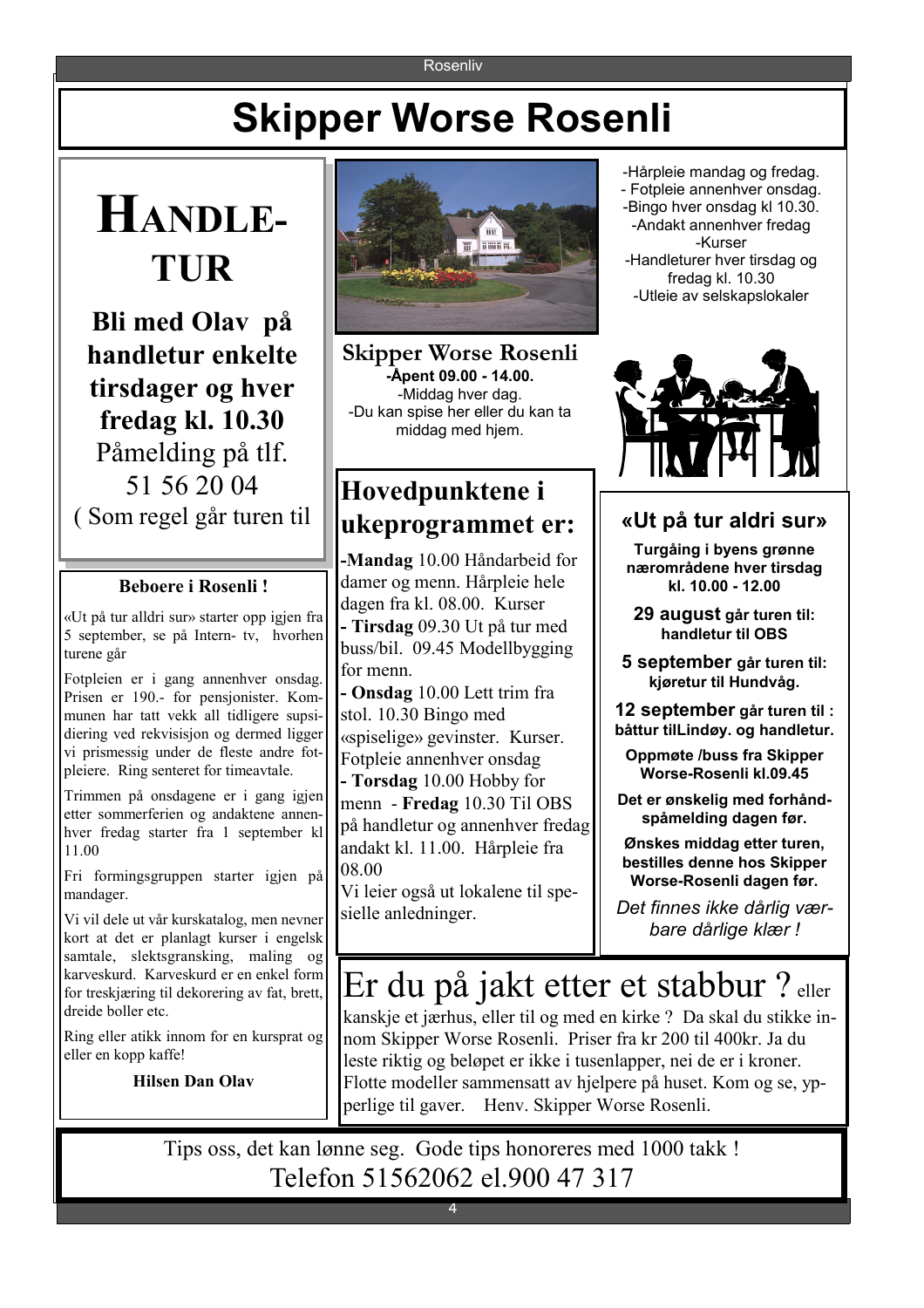# Skipper Worse Rosenli

## HANDLE-TUR

**Bli med Olav på handletur enkelte tirsdager og hver fredag kl. 10.30**

Påmelding på tlf. 51 56 20 04

( Som regel går turen til

### Beboere i Rosenli !

«Ut på tur alldri sur» starter opp igjen fra 5 september, se på Intern- tv, hvorhen turene går

Fotpleien er i gang annenhver onsdag. Prisen er 190.- for pensjonister. Kommunen har tatt vekk all tidligere supsidiering ved rekvisisjon og dermed ligger vi prismessig under de fleste andre fotpleiere. Ring senteret for timeavtale.

Trimmen på onsdagene er i gang igjen etter sommerferien og andaktene annenhver fredag starter fra 1 september kl 11.00

Fri formingsgruppen starter igjen på mandager.

Vi vil dele ut vår kurskatalog, men nevner kort at det er planlagt kurser i engelsk samtale, sloktsgransking, maling og karveskurd. Karveskurd er en enkel form for treskjæring til dekorering av fat, brett, dreide boller etc.

Ring eller atikk innom for en kursprat og eller en kopp kaffe!

**Hilsen Dan Olav**

**Skipper Worse Rosenli**

**-Åpent 09.00 - 14.00.**
-Middag hver dag.
-Du kan spise her eller du kan ta middag med hjem.

-Hårpleie mandag og fredag.
- Fotpleie annenhver onsdag.
-Bingo hver onsdag kl 10.30.
-Andakt annenhver fredag
-Kurser
-Handleturer hver tirsdag og fredag kl. 10.30
-Utleie av selskapslokaler

## Hovedpunktene i ukeprogrammet er:

**-Mandag** 10.00 Håndarbeid for damer og menn. Hårpleie hele dagen fra kl. 08.00. Kurser
**- Tirsdag** 09.30 Ut på tur med buss/bil. 09.45 Modellbygging for menn.
**- Onsdag** 10.00 Lett trim fra stol. 10.30 Bingo med «spiselige» gevinster. Kurser. Fotpleie annenhver onsdag
**- Torsdag** 10.00 Hobby for menn - **Fredag** 10.30 Til OBS på handletur og annenhver fredag andakt kl. 11.00. Hårpleie fra 08.00
Vi leier også ut lokalene til spesielle anledninger.

### «Ut på tur aldri sur»

**Turgåing i byens grønne nærområdene hver tirsdag kl. 10.00 - 12.00**

**29 august går turen til: handletur til OBS**

**5 september går turen til: kjøretur til Hundvåg.**

**12 september går turen til : båttur tilLindøy. og handletur.**

**Oppmøte /buss fra Skipper Worse-Rosenli kl.09.45**

**Det er ønskelig med forhåndspåmelding dagen før.**

**Ønskes middag etter turen, bestilles denne hos Skipper Worse-Rosenli dagen før.**

*Det finnes ikke dårlig værbare dårlige klær !*

## Er du på jakt etter et stabbur ? eller

kanskje et jærhus, eller til og med en kirke ? Da skal du stikke innom Skipper Worse Rosenli. Priser fra kr 200 til 400kr. Ja du leste riktig og beløpet er ikke i tusenlapper, nei de er i kroner. Flotte modeller sammensatt av hjelpere på huset. Kom og se, ypperlige til gaver. Henv. Skipper Worse Rosenli.

Tips oss, det kan lønne seg. Gode tips honoreres med 1000 takk !
Telefon 51562062 el.900 47 317